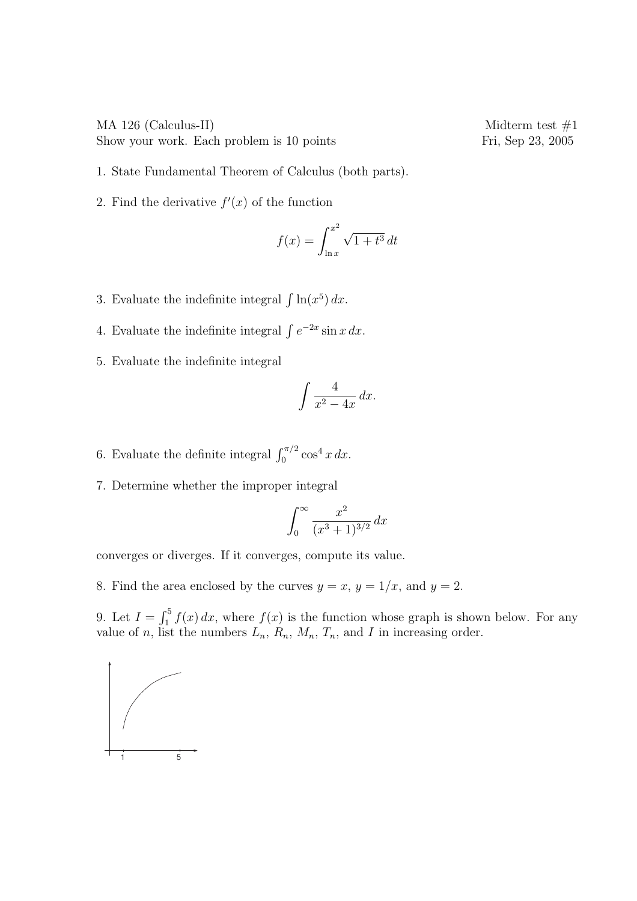MA 126 (Calculus-II) Midterm test #1
Show your work. Each problem is 10 points Fri, Sep 23, 2005

1. State Fundamental Theorem of Calculus (both parts).

2. Find the derivative $f'(x)$ of the function

$$f(x) = \int_{\ln x}^{x^2} \sqrt{1+t^3}\,dt$$

3. Evaluate the indefinite integral $\int \ln(x^5)\,dx$.

4. Evaluate the indefinite integral $\int e^{-2x} \sin x\,dx$.

5. Evaluate the indefinite integral

$$\int \frac{4}{x^2 - 4x}\,dx.$$

6. Evaluate the definite integral $\int_0^{\pi/2} \cos^4 x\,dx$.

7. Determine whether the improper integral

$$\int_0^\infty \frac{x^2}{(x^3+1)^{3/2}}\,dx$$

converges or diverges. If it converges, compute its value.

8. Find the area enclosed by the curves $y = x$, $y = 1/x$, and $y = 2$.

9. Let $I = \int_1^5 f(x)\,dx$, where $f(x)$ is the function whose graph is shown below. For any value of $n$, list the numbers $L_n$, $R_n$, $M_n$, $T_n$, and $I$ in increasing order.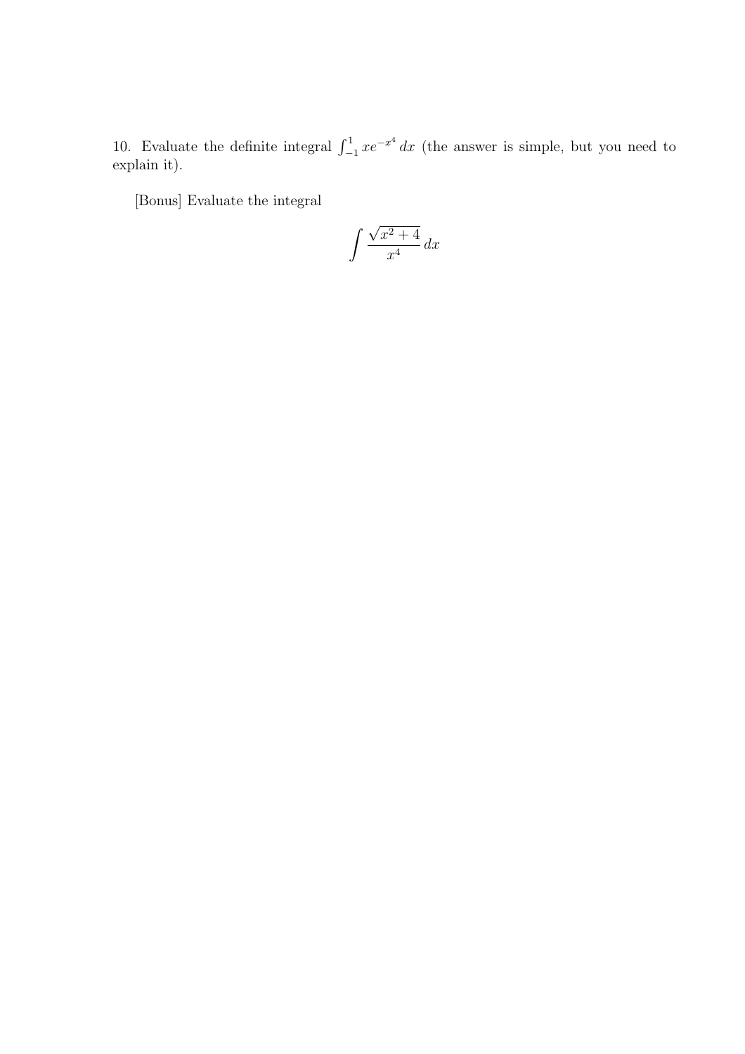10. Evaluate the definite integral $\int_{-1}^{1} xe^{-x^4}\,dx$ (the answer is simple, but you need to explain it).

[Bonus] Evaluate the integral

$$\int \frac{\sqrt{x^2+4}}{x^4}\,dx$$